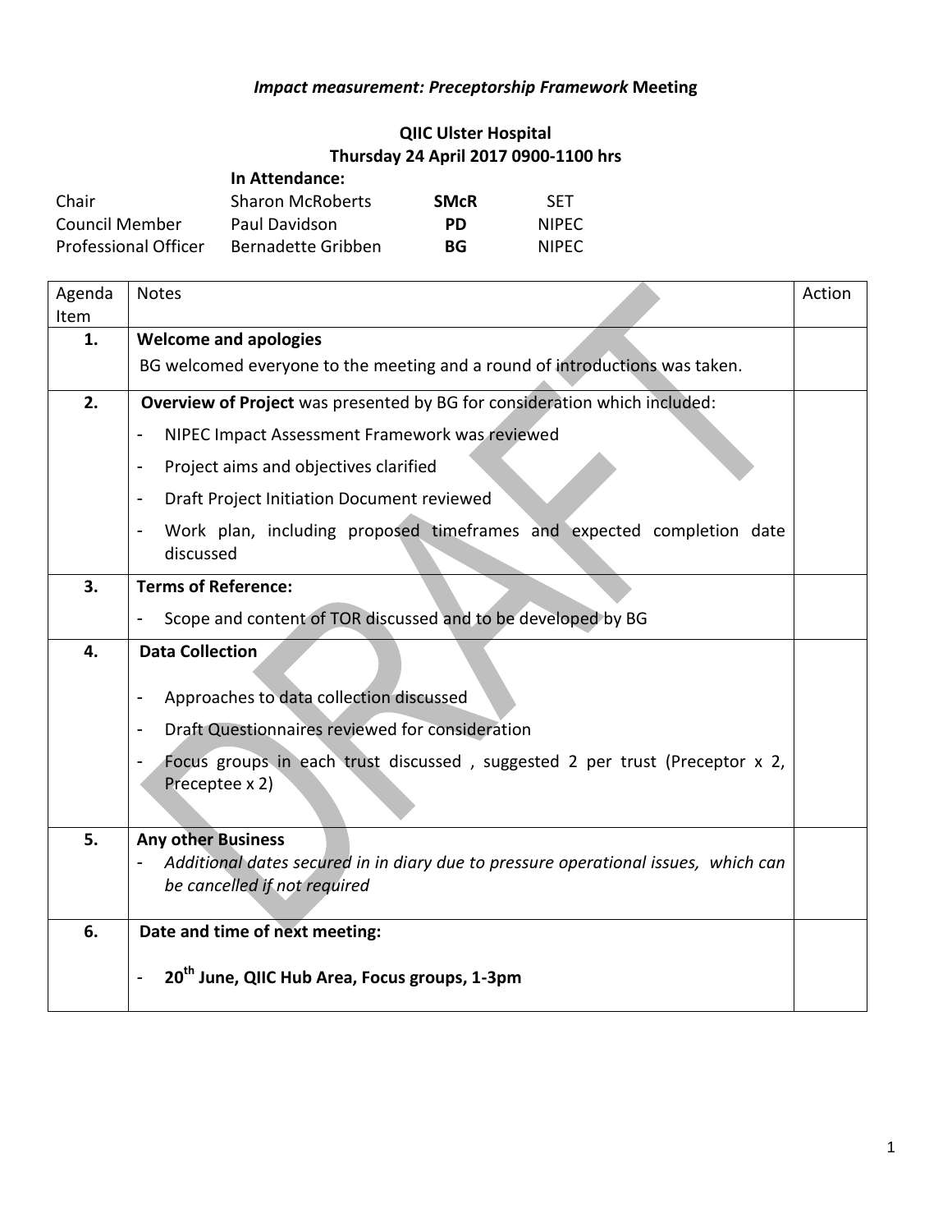# *Impact measurement: Preceptorship Framework* Meeting

**QIIC Ulster Hospital**
**Thursday 24 April 2017 0900-1100 hrs**

| | **In Attendance:** | | |
|---|---|---|---|
| Chair | Sharon McRoberts | **SMcR** | SET |
| Council Member | Paul Davidson | **PD** | NIPEC |
| Professional Officer | Bernadette Gribben | **BG** | NIPEC |

| Agenda Item | Notes | Action |
|---|---|---|
| **1.** | **Welcome and apologies**<br>BG welcomed everyone to the meeting and a round of introductions was taken. | |
| **2.** | **Overview of Project** was presented by BG for consideration which included:<br>- NIPEC Impact Assessment Framework was reviewed<br>- Project aims and objectives clarified<br>- Draft Project Initiation Document reviewed<br>- Work plan, including proposed timeframes and expected completion date discussed | |
| **3.** | **Terms of Reference:**<br>- Scope and content of TOR discussed and to be developed by BG | |
| **4.** | **Data Collection**<br>- Approaches to data collection discussed<br>- Draft Questionnaires reviewed for consideration<br>- Focus groups in each trust discussed , suggested 2 per trust (Preceptor x 2, Preceptee x 2) | |
| **5.** | **Any other Business**<br>- *Additional dates secured in in diary due to pressure operational issues, which can be cancelled if not required* | |
| **6.** | **Date and time of next meeting:**<br>- **20th June, QIIC Hub Area, Focus groups, 1-3pm** | |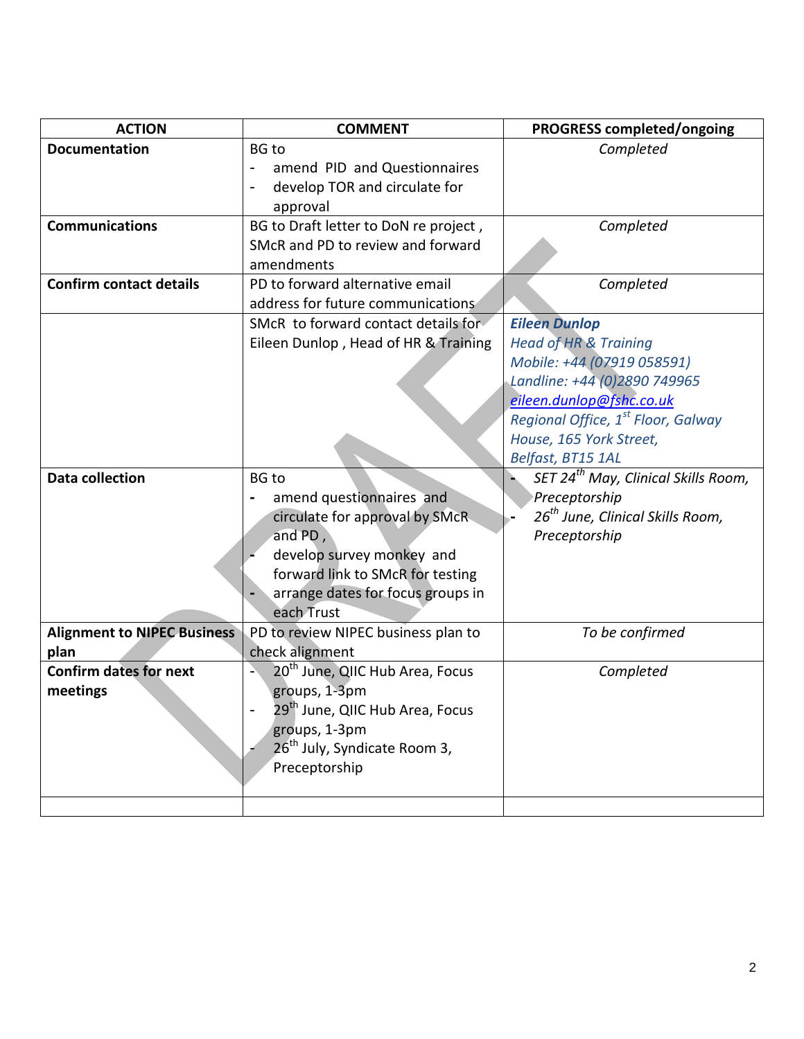| ACTION | COMMENT | PROGRESS completed/ongoing |
|---|---|---|
| **Documentation** | BG to<br>- amend PID and Questionnaires<br>- develop TOR and circulate for approval | *Completed* |
| **Communications** | BG to Draft letter to DoN re project , SMcR and PD to review and forward amendments | *Completed* |
| **Confirm contact details** | PD to forward alternative email address for future communications | *Completed* |
| | SMcR to forward contact details for Eileen Dunlop , Head of HR & Training | ***Eileen Dunlop***<br>*Head of HR & Training*<br>*Mobile: +44 (07919 058591)*<br>*Landline: +44 (0)2890 749965*<br>*eileen.dunlop@fshc.co.uk*<br>*Regional Office, 1st Floor, Galway House, 165 York Street, Belfast, BT15 1AL* |
| **Data collection** | BG to<br>- amend questionnaires and circulate for approval by SMcR and PD ,<br>- develop survey monkey and forward link to SMcR for testing<br>- arrange dates for focus groups in each Trust | - *SET 24th May, Clinical Skills Room, Preceptorship*<br>- *26th June, Clinical Skills Room, Preceptorship* |
| **Alignment to NIPEC Business plan** | PD to review NIPEC business plan to check alignment | *To be confirmed* |
| **Confirm dates for next meetings** | - 20th June, QIIC Hub Area, Focus groups, 1-3pm<br>- 29th June, QIIC Hub Area, Focus groups, 1-3pm<br>- 26th July, Syndicate Room 3, Preceptorship | *Completed* |
| | | |

DRAFT